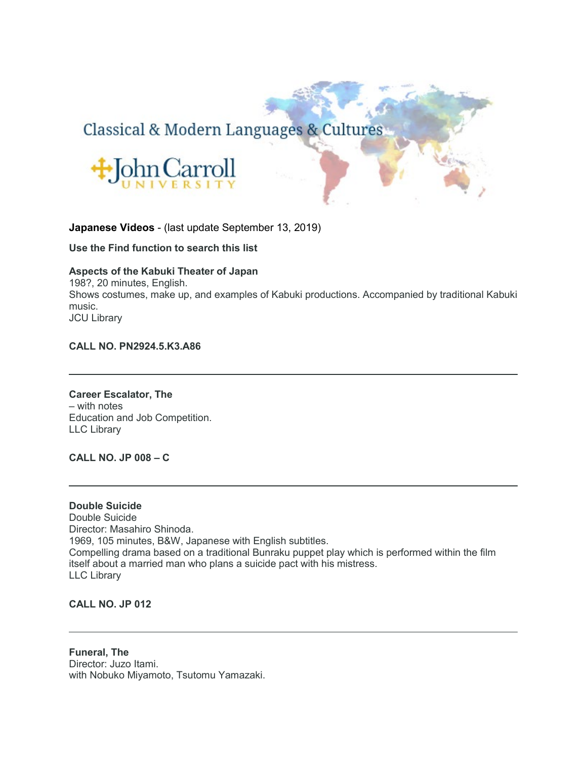Classical & Modern Languages & Cultures

John Carroll UNIVERSITY

**Japanese Videos** - (last update September 13, 2019)

**Use the Find function to search this list**

**Aspects of the Kabuki Theater of Japan**
198?, 20 minutes, English.
Shows costumes, make up, and examples of Kabuki productions. Accompanied by traditional Kabuki music.
JCU Library

**CALL NO. PN2924.5.K3.A86**

---

**Career Escalator, The**
– with notes
Education and Job Competition.
LLC Library

**CALL NO. JP 008 – C**

---

**Double Suicide**
Double Suicide
Director: Masahiro Shinoda.
1969, 105 minutes, B&W, Japanese with English subtitles.
Compelling drama based on a traditional Bunraku puppet play which is performed within the film itself about a married man who plans a suicide pact with his mistress.
LLC Library

**CALL NO. JP 012**

---

**Funeral, The**
Director: Juzo Itami.
with Nobuko Miyamoto, Tsutomu Yamazaki.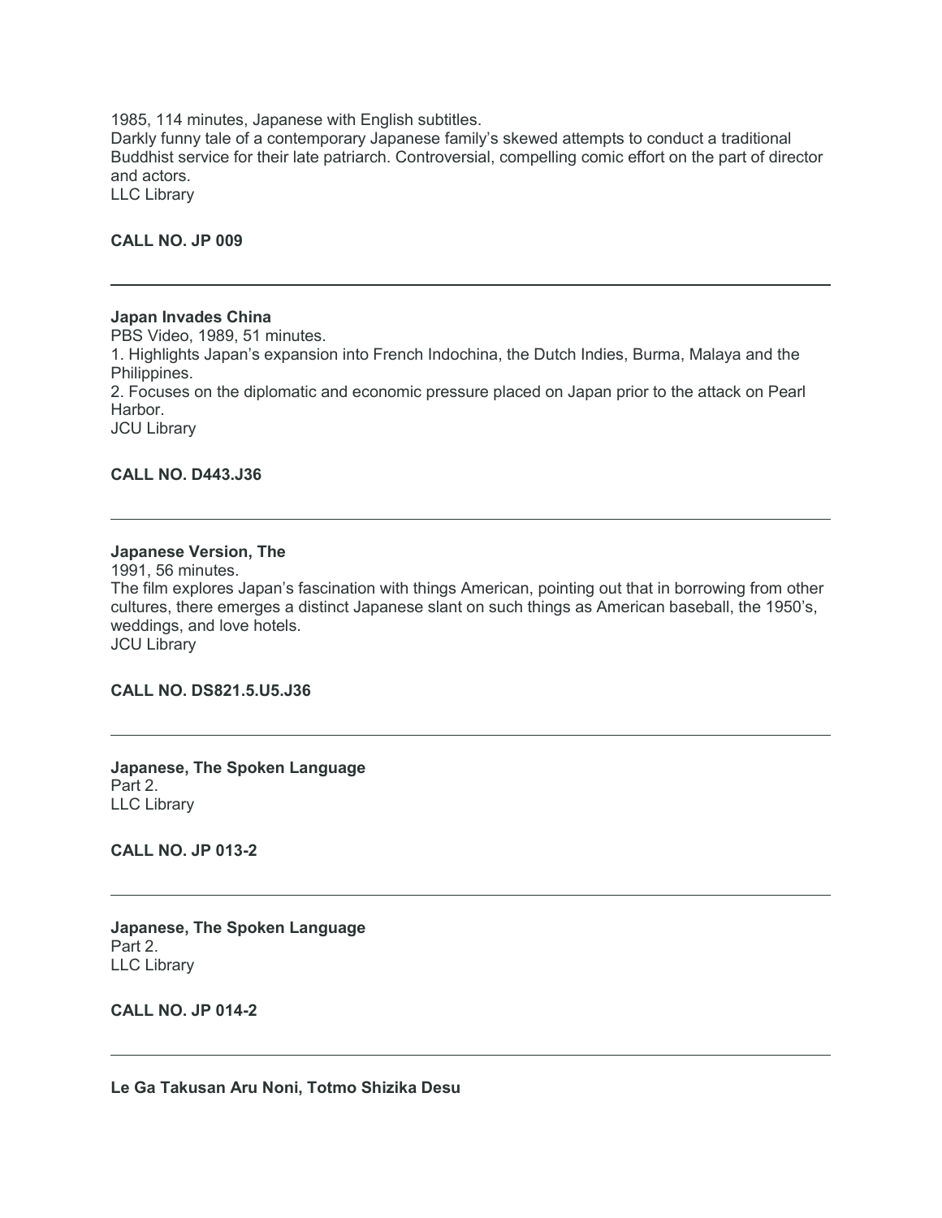1985, 114 minutes, Japanese with English subtitles.
Darkly funny tale of a contemporary Japanese family's skewed attempts to conduct a traditional Buddhist service for their late patriarch. Controversial, compelling comic effort on the part of director and actors.
LLC Library

**CALL NO. JP 009**

---

**Japan Invades China**
PBS Video, 1989, 51 minutes.
1. Highlights Japan's expansion into French Indochina, the Dutch Indies, Burma, Malaya and the Philippines.
2. Focuses on the diplomatic and economic pressure placed on Japan prior to the attack on Pearl Harbor.
JCU Library

**CALL NO. D443.J36**

---

**Japanese Version, The**
1991, 56 minutes.
The film explores Japan's fascination with things American, pointing out that in borrowing from other cultures, there emerges a distinct Japanese slant on such things as American baseball, the 1950's, weddings, and love hotels.
JCU Library

**CALL NO. DS821.5.U5.J36**

---

**Japanese, The Spoken Language**
Part 2.
LLC Library

**CALL NO. JP 013-2**

---

**Japanese, The Spoken Language**
Part 2.
LLC Library

**CALL NO. JP 014-2**

---

**Le Ga Takusan Aru Noni, Totmo Shizika Desu**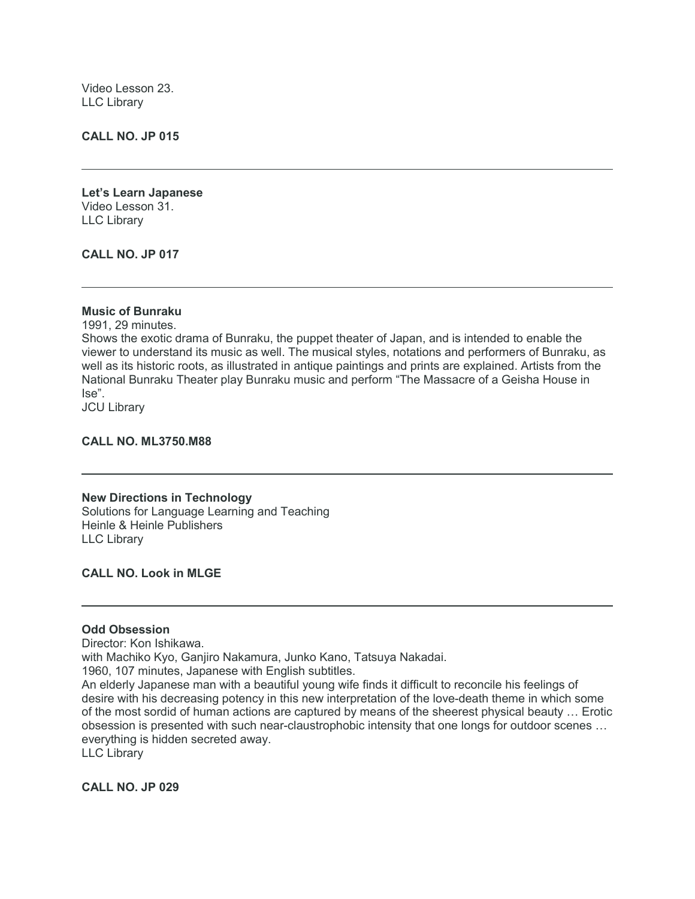Video Lesson 23.
LLC Library

**CALL NO. JP 015**

---

**Let's Learn Japanese**
Video Lesson 31.
LLC Library

**CALL NO. JP 017**

---

**Music of Bunraku**
1991, 29 minutes.
Shows the exotic drama of Bunraku, the puppet theater of Japan, and is intended to enable the viewer to understand its music as well. The musical styles, notations and performers of Bunraku, as well as its historic roots, as illustrated in antique paintings and prints are explained. Artists from the National Bunraku Theater play Bunraku music and perform "The Massacre of a Geisha House in Ise".
JCU Library

**CALL NO. ML3750.M88**

---

**New Directions in Technology**
Solutions for Language Learning and Teaching
Heinle & Heinle Publishers
LLC Library

**CALL NO. Look in MLGE**

---

**Odd Obsession**
Director: Kon Ishikawa.
with Machiko Kyo, Ganjiro Nakamura, Junko Kano, Tatsuya Nakadai.
1960, 107 minutes, Japanese with English subtitles.
An elderly Japanese man with a beautiful young wife finds it difficult to reconcile his feelings of desire with his decreasing potency in this new interpretation of the love-death theme in which some of the most sordid of human actions are captured by means of the sheerest physical beauty … Erotic obsession is presented with such near-claustrophobic intensity that one longs for outdoor scenes … everything is hidden secreted away.
LLC Library

**CALL NO. JP 029**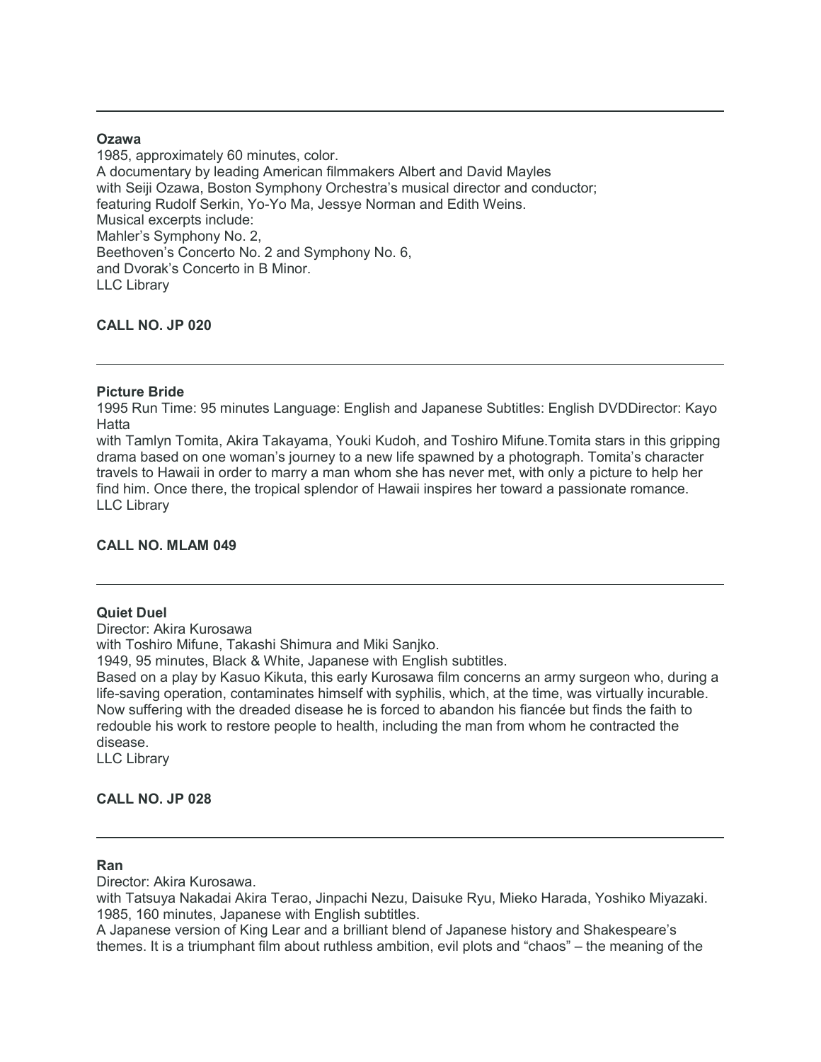---

**Ozawa**
1985, approximately 60 minutes, color.
A documentary by leading American filmmakers Albert and David Mayles
with Seiji Ozawa, Boston Symphony Orchestra's musical director and conductor;
featuring Rudolf Serkin, Yo-Yo Ma, Jessye Norman and Edith Weins.
Musical excerpts include:
Mahler's Symphony No. 2,
Beethoven's Concerto No. 2 and Symphony No. 6,
and Dvorak's Concerto in B Minor.
LLC Library

**CALL NO. JP 020**

---

**Picture Bride**
1995 Run Time: 95 minutes Language: English and Japanese Subtitles: English DVDDirector: Kayo Hatta
with Tamlyn Tomita, Akira Takayama, Youki Kudoh, and Toshiro Mifune.Tomita stars in this gripping drama based on one woman's journey to a new life spawned by a photograph. Tomita's character travels to Hawaii in order to marry a man whom she has never met, with only a picture to help her find him. Once there, the tropical splendor of Hawaii inspires her toward a passionate romance.
LLC Library

**CALL NO. MLAM 049**

---

**Quiet Duel**
Director: Akira Kurosawa
with Toshiro Mifune, Takashi Shimura and Miki Sanjko.
1949, 95 minutes, Black & White, Japanese with English subtitles.
Based on a play by Kasuo Kikuta, this early Kurosawa film concerns an army surgeon who, during a life-saving operation, contaminates himself with syphilis, which, at the time, was virtually incurable. Now suffering with the dreaded disease he is forced to abandon his fiancée but finds the faith to redouble his work to restore people to health, including the man from whom he contracted the disease.
LLC Library

**CALL NO. JP 028**

---

**Ran**
Director: Akira Kurosawa.
with Tatsuya Nakadai Akira Terao, Jinpachi Nezu, Daisuke Ryu, Mieko Harada, Yoshiko Miyazaki.
1985, 160 minutes, Japanese with English subtitles.
A Japanese version of King Lear and a brilliant blend of Japanese history and Shakespeare's themes. It is a triumphant film about ruthless ambition, evil plots and "chaos" – the meaning of the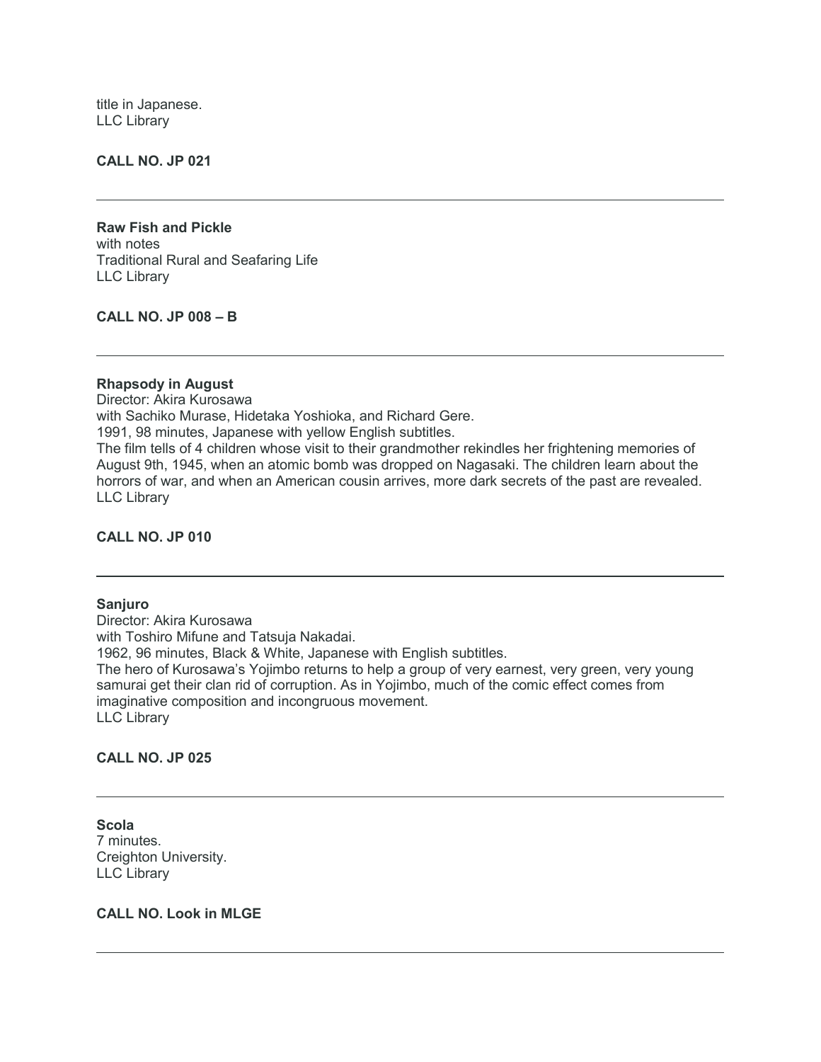title in Japanese.
LLC Library

**CALL NO. JP 021**

---

**Raw Fish and Pickle**
with notes
Traditional Rural and Seafaring Life
LLC Library

**CALL NO. JP 008 – B**

---

**Rhapsody in August**
Director: Akira Kurosawa
with Sachiko Murase, Hidetaka Yoshioka, and Richard Gere.
1991, 98 minutes, Japanese with yellow English subtitles.
The film tells of 4 children whose visit to their grandmother rekindles her frightening memories of August 9th, 1945, when an atomic bomb was dropped on Nagasaki. The children learn about the horrors of war, and when an American cousin arrives, more dark secrets of the past are revealed.
LLC Library

**CALL NO. JP 010**

---

**Sanjuro**
Director: Akira Kurosawa
with Toshiro Mifune and Tatsuja Nakadai.
1962, 96 minutes, Black & White, Japanese with English subtitles.
The hero of Kurosawa's Yojimbo returns to help a group of very earnest, very green, very young samurai get their clan rid of corruption. As in Yojimbo, much of the comic effect comes from imaginative composition and incongruous movement.
LLC Library

**CALL NO. JP 025**

---

**Scola**
7 minutes.
Creighton University.
LLC Library

**CALL NO. Look in MLGE**

---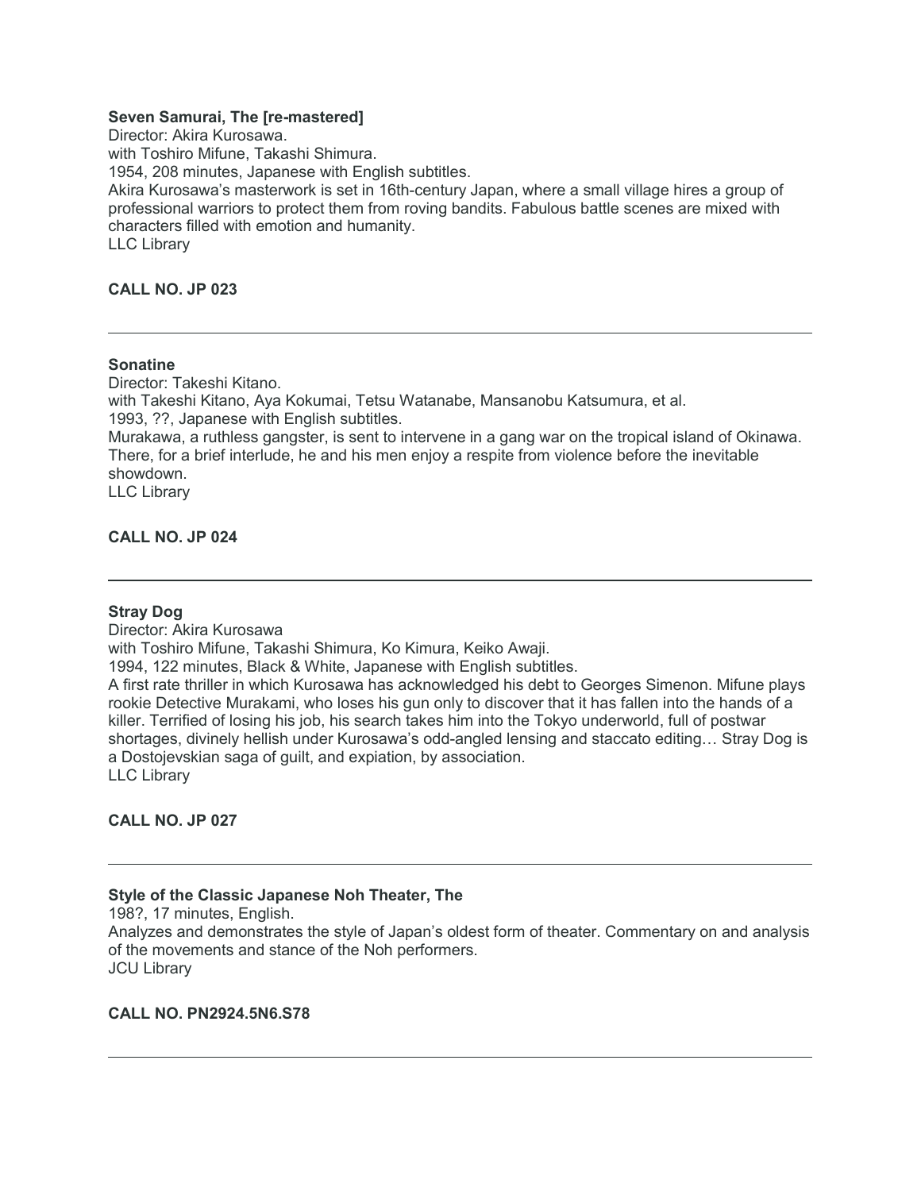**Seven Samurai, The [re-mastered]**

Director: Akira Kurosawa.

with Toshiro Mifune, Takashi Shimura.

1954, 208 minutes, Japanese with English subtitles.

Akira Kurosawa's masterwork is set in 16th-century Japan, where a small village hires a group of professional warriors to protect them from roving bandits. Fabulous battle scenes are mixed with characters filled with emotion and humanity.

LLC Library

**CALL NO. JP 023**

---

**Sonatine**

Director: Takeshi Kitano.

with Takeshi Kitano, Aya Kokumai, Tetsu Watanabe, Mansanobu Katsumura, et al.

1993, ??, Japanese with English subtitles.

Murakawa, a ruthless gangster, is sent to intervene in a gang war on the tropical island of Okinawa. There, for a brief interlude, he and his men enjoy a respite from violence before the inevitable showdown.

LLC Library

**CALL NO. JP 024**

---

**Stray Dog**

Director: Akira Kurosawa

with Toshiro Mifune, Takashi Shimura, Ko Kimura, Keiko Awaji.

1994, 122 minutes, Black & White, Japanese with English subtitles.

A first rate thriller in which Kurosawa has acknowledged his debt to Georges Simenon. Mifune plays rookie Detective Murakami, who loses his gun only to discover that it has fallen into the hands of a killer. Terrified of losing his job, his search takes him into the Tokyo underworld, full of postwar shortages, divinely hellish under Kurosawa's odd-angled lensing and staccato editing… Stray Dog is a Dostojevskian saga of guilt, and expiation, by association.

LLC Library

**CALL NO. JP 027**

---

**Style of the Classic Japanese Noh Theater, The**

198?, 17 minutes, English.

Analyzes and demonstrates the style of Japan's oldest form of theater. Commentary on and analysis of the movements and stance of the Noh performers.

JCU Library

**CALL NO. PN2924.5N6.S78**

---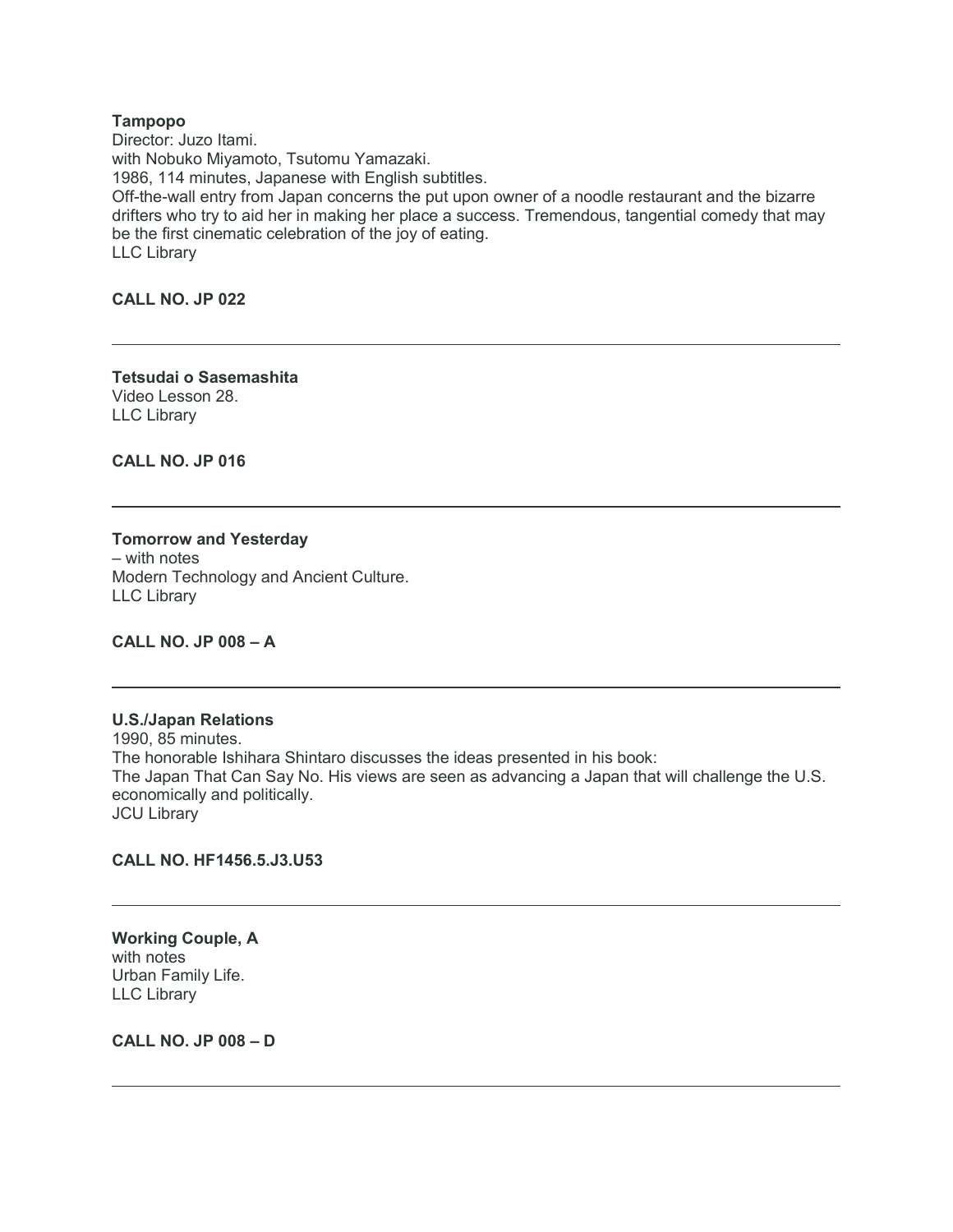**Tampopo**
Director: Juzo Itami.
with Nobuko Miyamoto, Tsutomu Yamazaki.
1986, 114 minutes, Japanese with English subtitles.
Off-the-wall entry from Japan concerns the put upon owner of a noodle restaurant and the bizarre drifters who try to aid her in making her place a success. Tremendous, tangential comedy that may be the first cinematic celebration of the joy of eating.
LLC Library

**CALL NO. JP 022**

---

**Tetsudai o Sasemashita**
Video Lesson 28.
LLC Library

**CALL NO. JP 016**

---

**Tomorrow and Yesterday**
– with notes
Modern Technology and Ancient Culture.
LLC Library

**CALL NO. JP 008 – A**

---

**U.S./Japan Relations**
1990, 85 minutes.
The honorable Ishihara Shintaro discusses the ideas presented in his book:
The Japan That Can Say No. His views are seen as advancing a Japan that will challenge the U.S. economically and politically.
JCU Library

**CALL NO. HF1456.5.J3.U53**

---

**Working Couple, A**
with notes
Urban Family Life.
LLC Library

**CALL NO. JP 008 – D**

---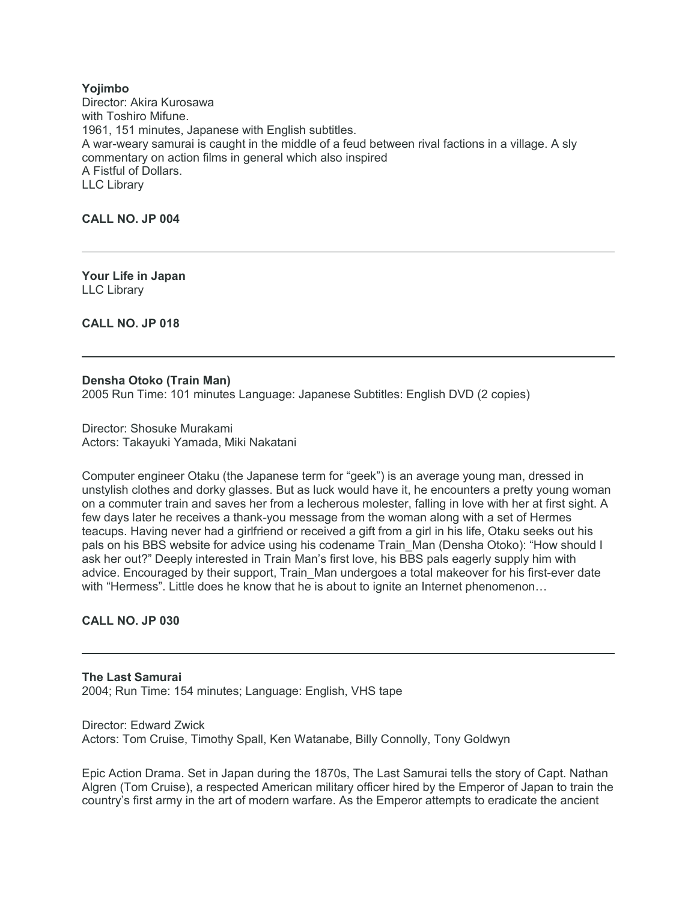**Yojimbo**
Director: Akira Kurosawa
with Toshiro Mifune.
1961, 151 minutes, Japanese with English subtitles.
A war-weary samurai is caught in the middle of a feud between rival factions in a village. A sly commentary on action films in general which also inspired
A Fistful of Dollars.
LLC Library

**CALL NO. JP 004**

---

**Your Life in Japan**
LLC Library

**CALL NO. JP 018**

---

**Densha Otoko (Train Man)**
2005 Run Time: 101 minutes Language: Japanese Subtitles: English DVD (2 copies)

Director: Shosuke Murakami
Actors: Takayuki Yamada, Miki Nakatani

Computer engineer Otaku (the Japanese term for "geek") is an average young man, dressed in unstylish clothes and dorky glasses. But as luck would have it, he encounters a pretty young woman on a commuter train and saves her from a lecherous molester, falling in love with her at first sight. A few days later he receives a thank-you message from the woman along with a set of Hermes teacups. Having never had a girlfriend or received a gift from a girl in his life, Otaku seeks out his pals on his BBS website for advice using his codename Train_Man (Densha Otoko): "How should I ask her out?" Deeply interested in Train Man's first love, his BBS pals eagerly supply him with advice. Encouraged by their support, Train_Man undergoes a total makeover for his first-ever date with "Hermess". Little does he know that he is about to ignite an Internet phenomenon…

**CALL NO. JP 030**

---

**The Last Samurai**
2004; Run Time: 154 minutes; Language: English, VHS tape

Director: Edward Zwick
Actors: Tom Cruise, Timothy Spall, Ken Watanabe, Billy Connolly, Tony Goldwyn

Epic Action Drama. Set in Japan during the 1870s, The Last Samurai tells the story of Capt. Nathan Algren (Tom Cruise), a respected American military officer hired by the Emperor of Japan to train the country's first army in the art of modern warfare. As the Emperor attempts to eradicate the ancient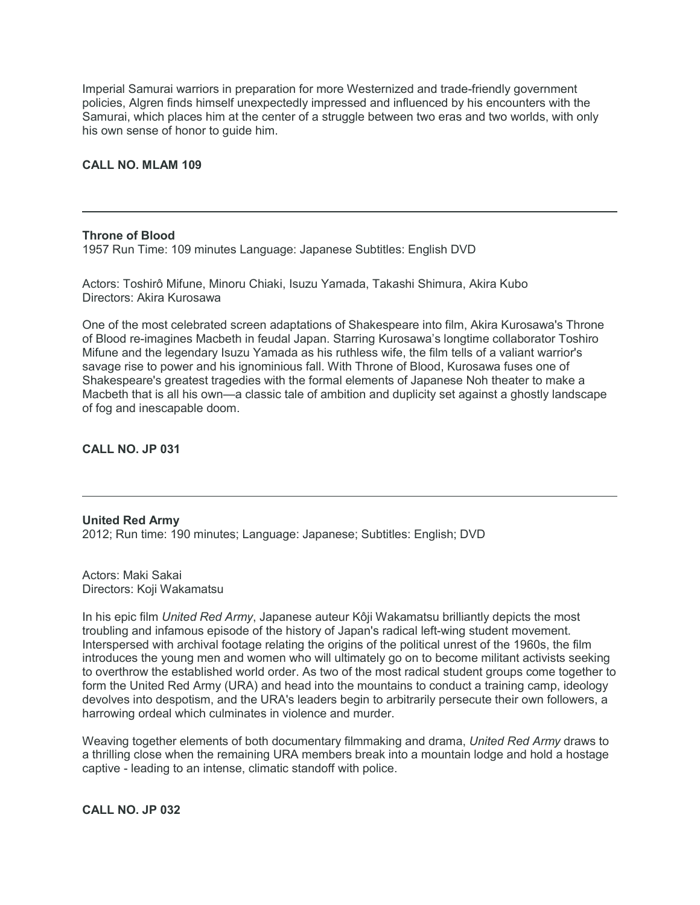Imperial Samurai warriors in preparation for more Westernized and trade-friendly government policies, Algren finds himself unexpectedly impressed and influenced by his encounters with the Samurai, which places him at the center of a struggle between two eras and two worlds, with only his own sense of honor to guide him.

**CALL NO. MLAM 109**

---

**Throne of Blood**
1957 Run Time: 109 minutes Language: Japanese Subtitles: English DVD

Actors: Toshirô Mifune, Minoru Chiaki, Isuzu Yamada, Takashi Shimura, Akira Kubo
Directors: Akira Kurosawa

One of the most celebrated screen adaptations of Shakespeare into film, Akira Kurosawa's Throne of Blood re-imagines Macbeth in feudal Japan. Starring Kurosawa's longtime collaborator Toshiro Mifune and the legendary Isuzu Yamada as his ruthless wife, the film tells of a valiant warrior's savage rise to power and his ignominious fall. With Throne of Blood, Kurosawa fuses one of Shakespeare's greatest tragedies with the formal elements of Japanese Noh theater to make a Macbeth that is all his own—a classic tale of ambition and duplicity set against a ghostly landscape of fog and inescapable doom.

**CALL NO. JP 031**

---

**United Red Army**
2012; Run time: 190 minutes; Language: Japanese; Subtitles: English; DVD

Actors: Maki Sakai
Directors: Koji Wakamatsu

In his epic film *United Red Army*, Japanese auteur Kôji Wakamatsu brilliantly depicts the most troubling and infamous episode of the history of Japan's radical left-wing student movement. Interspersed with archival footage relating the origins of the political unrest of the 1960s, the film introduces the young men and women who will ultimately go on to become militant activists seeking to overthrow the established world order. As two of the most radical student groups come together to form the United Red Army (URA) and head into the mountains to conduct a training camp, ideology devolves into despotism, and the URA's leaders begin to arbitrarily persecute their own followers, a harrowing ordeal which culminates in violence and murder.

Weaving together elements of both documentary filmmaking and drama, *United Red Army* draws to a thrilling close when the remaining URA members break into a mountain lodge and hold a hostage captive - leading to an intense, climatic standoff with police.

**CALL NO. JP 032**